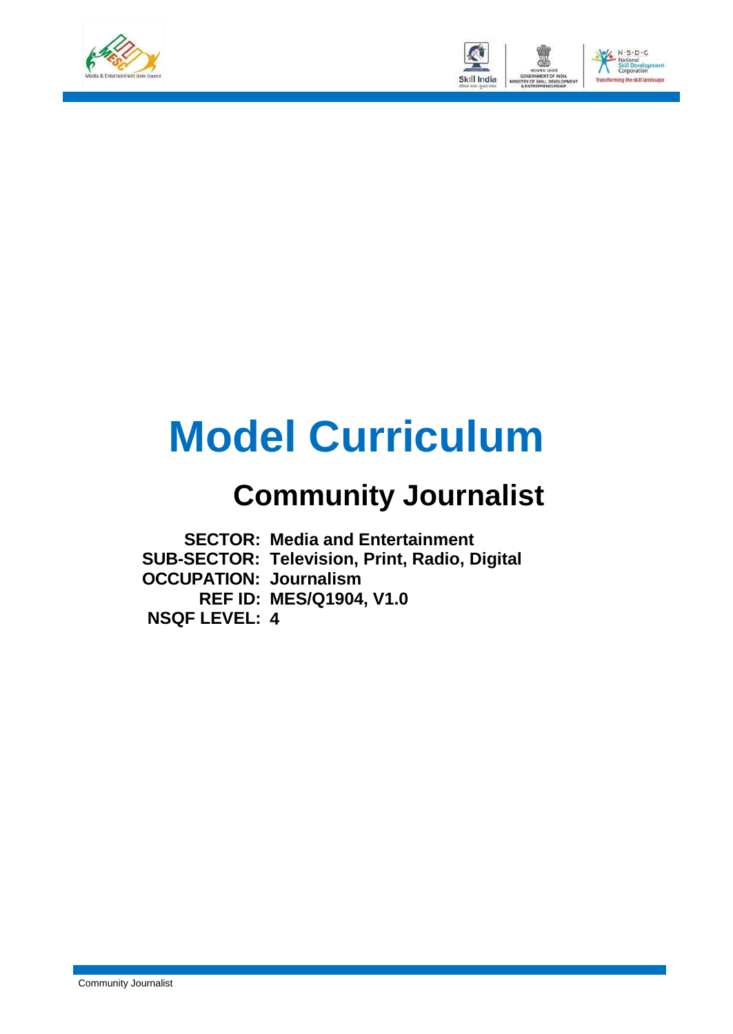# Model Curriculum

## Community Journalist

**SECTOR:** Media and Entertainment
**SUB-SECTOR:** Television, Print, Radio, Digital
**OCCUPATION:** Journalism
**REF ID:** MES/Q1904, V1.0
**NSQF LEVEL:** 4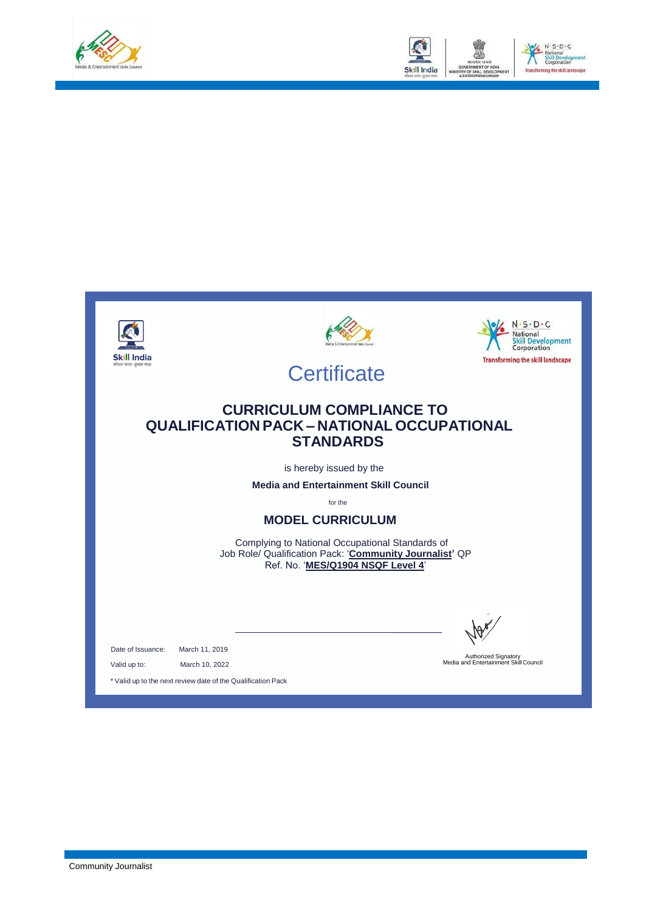# Certificate

## CURRICULUM COMPLIANCE TO QUALIFICATION PACK – NATIONAL OCCUPATIONAL STANDARDS

is hereby issued by the

**Media and Entertainment Skill Council**

for the

### MODEL CURRICULUM

Complying to National Occupational Standards of Job Role/ Qualification Pack: '**Community Journalist**' QP Ref. No. '**MES/Q1904 NSQF Level 4**'

Date of Issuance: March 11, 2019

Valid up to: March 10, 2022

\* Valid up to the next review date of the Qualification Pack

Authorized Signatory
Media and Entertainment Skill Council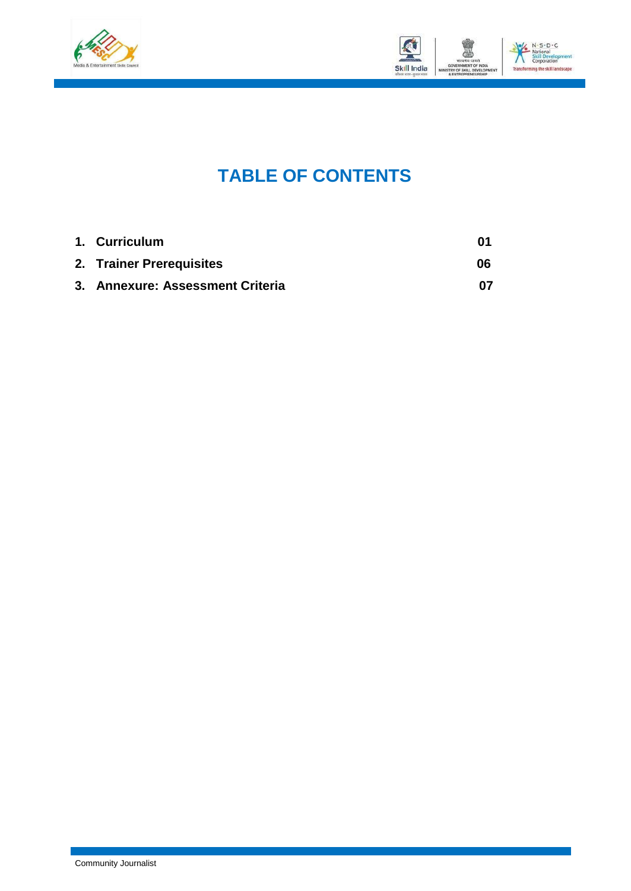# TABLE OF CONTENTS

| | |
|---|---|
| **1. Curriculum** | **01** |
| **2. Trainer Prerequisites** | **06** |
| **3. Annexure: Assessment Criteria** | **07** |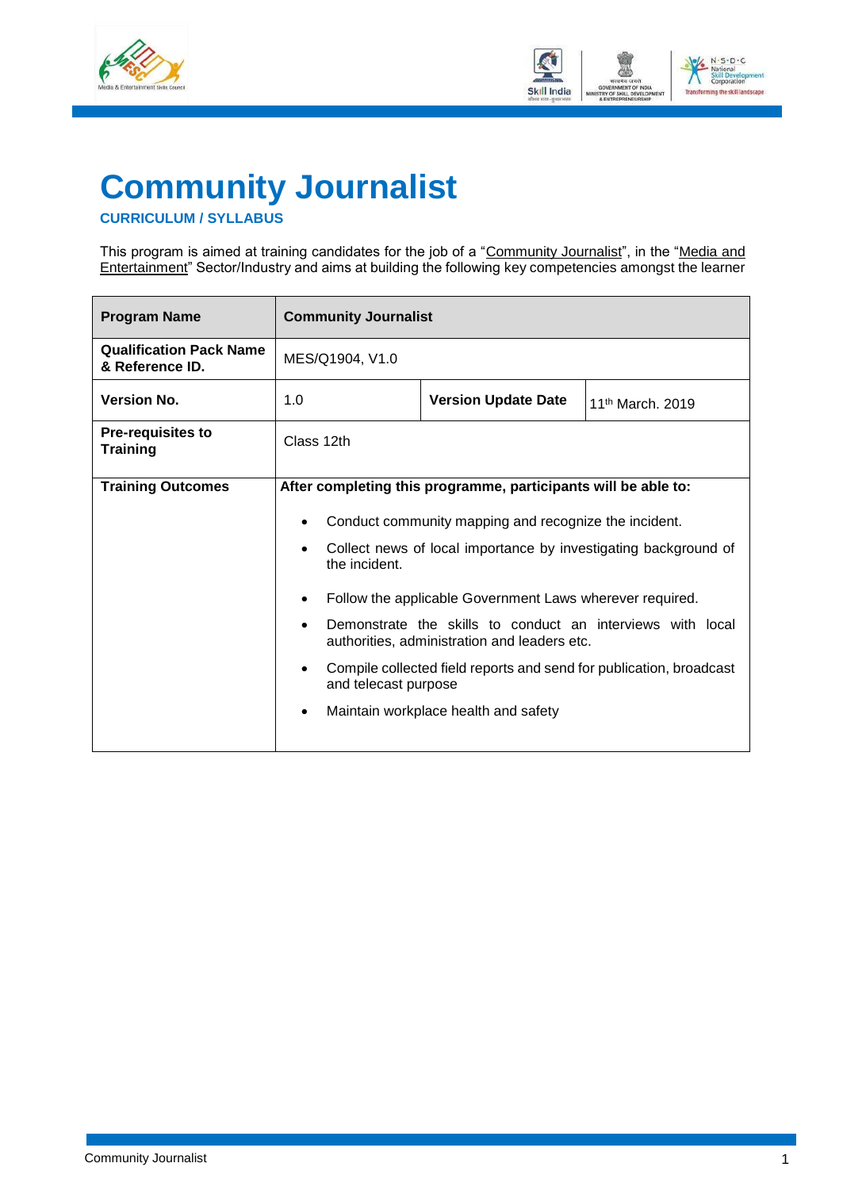# Community Journalist

**CURRICULUM / SYLLABUS**

This program is aimed at training candidates for the job of a "Community Journalist", in the "Media and Entertainment" Sector/Industry and aims at building the following key competencies amongst the learner

| **Program Name** | **Community Journalist** | | |
|---|---|---|---|
| **Qualification Pack Name & Reference ID.** | MES/Q1904, V1.0 | | |
| **Version No.** | 1.0 | **Version Update Date** | 11th March. 2019 |
| **Pre-requisites to Training** | Class 12th | | |
| **Training Outcomes** | **After completing this programme, participants will be able to:**<br>• Conduct community mapping and recognize the incident.<br>• Collect news of local importance by investigating background of the incident.<br>• Follow the applicable Government Laws wherever required.<br>• Demonstrate the skills to conduct an interviews with local authorities, administration and leaders etc.<br>• Compile collected field reports and send for publication, broadcast and telecast purpose<br>• Maintain workplace health and safety | | |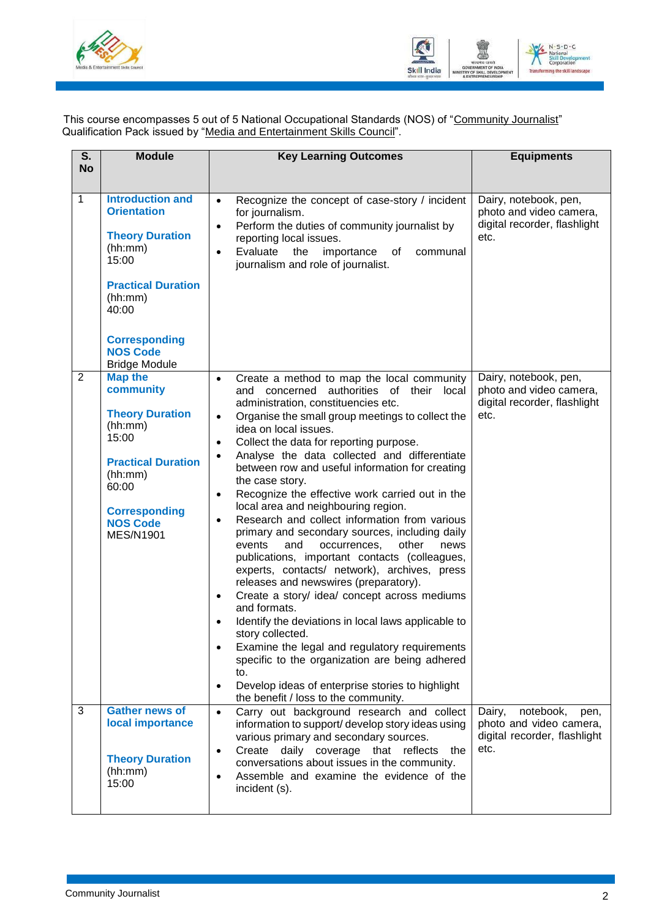This course encompasses 5 out of 5 National Occupational Standards (NOS) of "Community Journalist" Qualification Pack issued by "Media and Entertainment Skills Council".

| S. No | Module | Key Learning Outcomes | Equipments |
|---|---|---|---|
| 1 | **Introduction and Orientation**<br><br>**Theory Duration** (hh:mm) 15:00<br><br>**Practical Duration** (hh:mm) 40:00<br><br>**Corresponding NOS Code** Bridge Module | • Recognize the concept of case-story / incident for journalism.<br>• Perform the duties of community journalist by reporting local issues.<br>• Evaluate the importance of communal journalism and role of journalist. | Dairy, notebook, pen, photo and video camera, digital recorder, flashlight etc. |
| 2 | **Map the community**<br><br>**Theory Duration** (hh:mm) 15:00<br><br>**Practical Duration** (hh:mm) 60:00<br><br>**Corresponding NOS Code** MES/N1901 | • Create a method to map the local community and concerned authorities of their local administration, constituencies etc.<br>• Organise the small group meetings to collect the idea on local issues.<br>• Collect the data for reporting purpose.<br>• Analyse the data collected and differentiate between row and useful information for creating the case story.<br>• Recognize the effective work carried out in the local area and neighbouring region.<br>• Research and collect information from various primary and secondary sources, including daily events and occurrences, other news publications, important contacts (colleagues, experts, contacts/ network), archives, press releases and newswires (preparatory).<br>• Create a story/ idea/ concept across mediums and formats.<br>• Identify the deviations in local laws applicable to story collected.<br>• Examine the legal and regulatory requirements specific to the organization are being adhered to.<br>• Develop ideas of enterprise stories to highlight the benefit / loss to the community. | Dairy, notebook, pen, photo and video camera, digital recorder, flashlight etc. |
| 3 | **Gather news of local importance**<br><br>**Theory Duration** (hh:mm) 15:00 | • Carry out background research and collect information to support/ develop story ideas using various primary and secondary sources.<br>• Create daily coverage that reflects the conversations about issues in the community.<br>• Assemble and examine the evidence of the incident (s). | Dairy, notebook, pen, photo and video camera, digital recorder, flashlight etc. |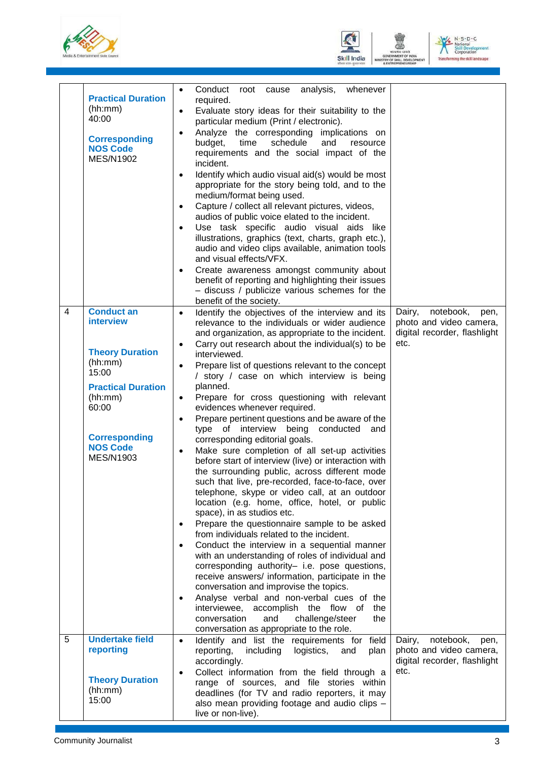| | | | |
|---|---|---|---|
| | **Practical Duration** (hh:mm) 40:00<br><br>**Corresponding NOS Code** MES/N1902 | • Conduct root cause analysis, whenever required.<br>• Evaluate story ideas for their suitability to the particular medium (Print / electronic).<br>• Analyze the corresponding implications on budget, time schedule and resource requirements and the social impact of the incident.<br>• Identify which audio visual aid(s) would be most appropriate for the story being told, and to the medium/format being used.<br>• Capture / collect all relevant pictures, videos, audios of public voice elated to the incident.<br>• Use task specific audio visual aids like illustrations, graphics (text, charts, graph etc.), audio and video clips available, animation tools and visual effects/VFX.<br>• Create awareness amongst community about benefit of reporting and highlighting their issues – discuss / publicize various schemes for the benefit of the society. | |
| 4 | **Conduct an interview**<br><br>**Theory Duration** (hh:mm) 15:00<br><br>**Practical Duration** (hh:mm) 60:00<br><br>**Corresponding NOS Code** MES/N1903 | • Identify the objectives of the interview and its relevance to the individuals or wider audience and organization, as appropriate to the incident.<br>• Carry out research about the individual(s) to be interviewed.<br>• Prepare list of questions relevant to the concept / story / case on which interview is being planned.<br>• Prepare for cross questioning with relevant evidences whenever required.<br>• Prepare pertinent questions and be aware of the type of interview being conducted and corresponding editorial goals.<br>• Make sure completion of all set-up activities before start of interview (live) or interaction with the surrounding public, across different mode such that live, pre-recorded, face-to-face, over telephone, skype or video call, at an outdoor location (e.g. home, office, hotel, or public space), in as studios etc.<br>• Prepare the questionnaire sample to be asked from individuals related to the incident.<br>• Conduct the interview in a sequential manner with an understanding of roles of individual and corresponding authority– i.e. pose questions, receive answers/ information, participate in the conversation and improvise the topics.<br>• Analyse verbal and non-verbal cues of the interviewee, accomplish the flow of the conversation and challenge/steer the conversation as appropriate to the role. | Dairy, notebook, pen, photo and video camera, digital recorder, flashlight etc. |
| 5 | **Undertake field reporting**<br><br>**Theory Duration** (hh:mm) 15:00 | • Identify and list the requirements for field reporting, including logistics, and plan accordingly.<br>• Collect information from the field through a range of sources, and file stories within deadlines (for TV and radio reporters, it may also mean providing footage and audio clips – live or non-live). | Dairy, notebook, pen, photo and video camera, digital recorder, flashlight etc. |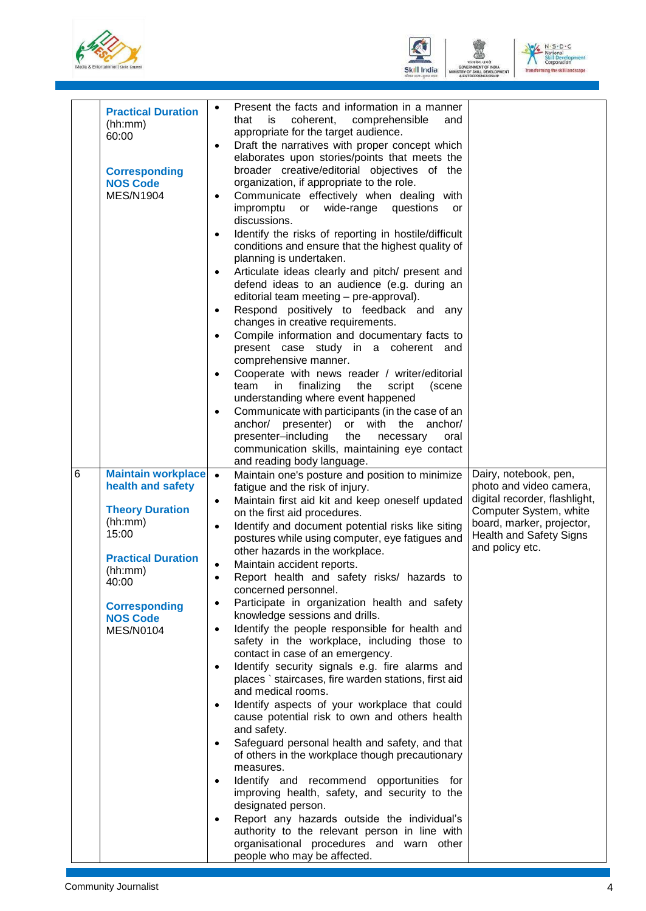| | | | |
|---|---|---|---|
| | **Practical Duration** (hh:mm) 60:00<br><br>**Corresponding NOS Code** MES/N1904 | • Present the facts and information in a manner that is coherent, comprehensible and appropriate for the target audience.<br>• Draft the narratives with proper concept which elaborates upon stories/points that meets the broader creative/editorial objectives of the organization, if appropriate to the role.<br>• Communicate effectively when dealing with impromptu or wide-range questions or discussions.<br>• Identify the risks of reporting in hostile/difficult conditions and ensure that the highest quality of planning is undertaken.<br>• Articulate ideas clearly and pitch/ present and defend ideas to an audience (e.g. during an editorial team meeting – pre-approval).<br>• Respond positively to feedback and any changes in creative requirements.<br>• Compile information and documentary facts to present case study in a coherent and comprehensive manner.<br>• Cooperate with news reader / writer/editorial team in finalizing the script (scene understanding where event happened<br>• Communicate with participants (in the case of an anchor/ presenter) or with the anchor/ presenter–including the necessary oral communication skills, maintaining eye contact and reading body language. | |
| 6 | **Maintain workplace health and safety**<br><br>**Theory Duration** (hh:mm) 15:00<br><br>**Practical Duration** (hh:mm) 40:00<br><br>**Corresponding NOS Code** MES/N0104 | • Maintain one's posture and position to minimize fatigue and the risk of injury.<br>• Maintain first aid kit and keep oneself updated on the first aid procedures.<br>• Identify and document potential risks like siting postures while using computer, eye fatigues and other hazards in the workplace.<br>• Maintain accident reports.<br>• Report health and safety risks/ hazards to concerned personnel.<br>• Participate in organization health and safety knowledge sessions and drills.<br>• Identify the people responsible for health and safety in the workplace, including those to contact in case of an emergency.<br>• Identify security signals e.g. fire alarms and places ` staircases, fire warden stations, first aid and medical rooms.<br>• Identify aspects of your workplace that could cause potential risk to own and others health and safety.<br>• Safeguard personal health and safety, and that of others in the workplace though precautionary measures.<br>• Identify and recommend opportunities for improving health, safety, and security to the designated person.<br>• Report any hazards outside the individual's authority to the relevant person in line with organisational procedures and warn other people who may be affected. | Dairy, notebook, pen, photo and video camera, digital recorder, flashlight, Computer System, white board, marker, projector, Health and Safety Signs and policy etc. |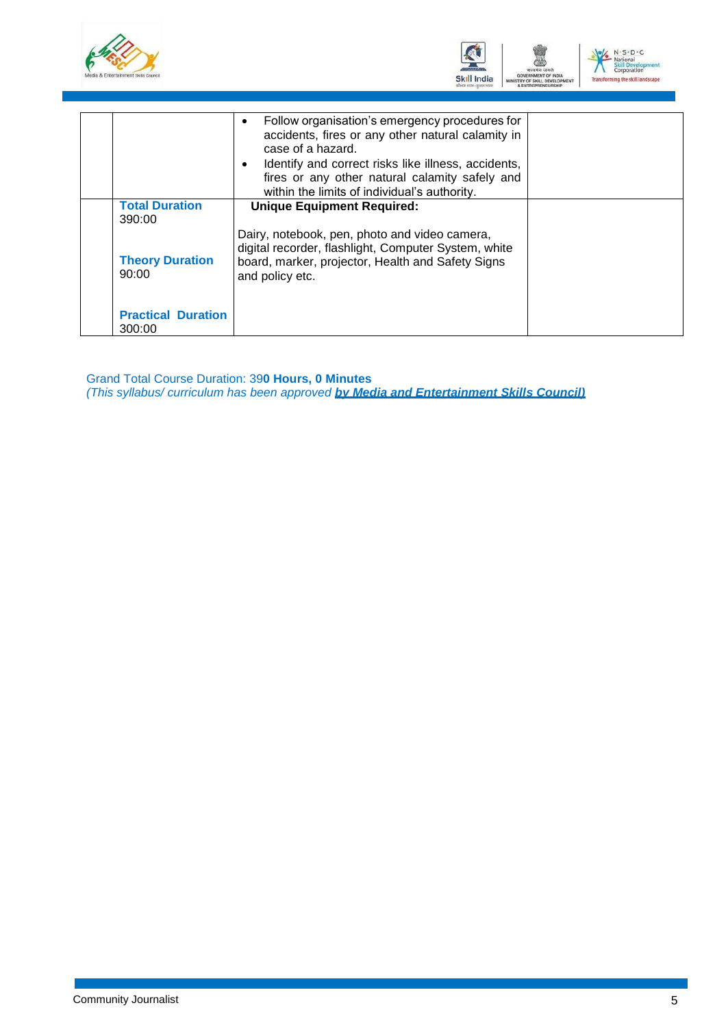|  |  |  |  |
|---|---|---|---|
|  |  | • Follow organisation's emergency procedures for accidents, fires or any other natural calamity in case of a hazard.<br>• Identify and correct risks like illness, accidents, fires or any other natural calamity safely and within the limits of individual's authority. |  |
|  | **Total Duration**<br>390:00<br><br>**Theory Duration**<br>90:00<br><br>**Practical Duration**<br>300:00 | **Unique Equipment Required:**<br><br>Dairy, notebook, pen, photo and video camera, digital recorder, flashlight, Computer System, white board, marker, projector, Health and Safety Signs and policy etc. |  |

Grand Total Course Duration: 39**0 Hours, 0 Minutes**
*(This syllabus/ curriculum has been approved **by Media and Entertainment Skills Council)***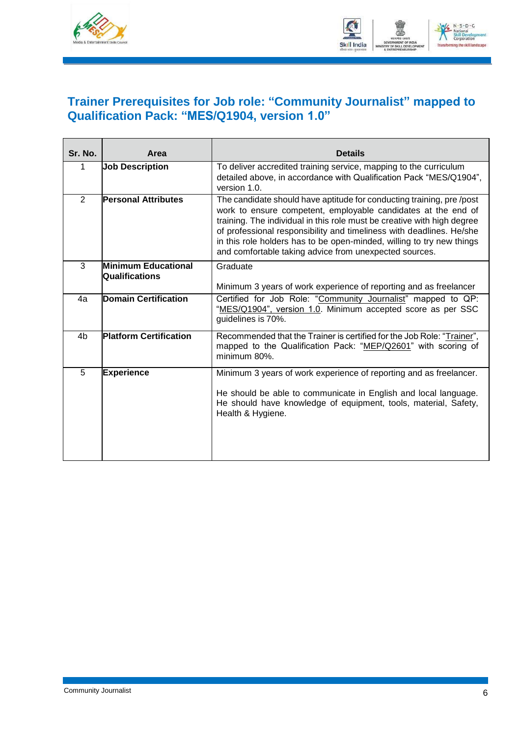## Trainer Prerequisites for Job role: "Community Journalist" mapped to Qualification Pack: "MES/Q1904, version 1.0"

| Sr. No. | Area | Details |
|---|---|---|
| 1 | **Job Description** | To deliver accredited training service, mapping to the curriculum detailed above, in accordance with Qualification Pack "MES/Q1904", version 1.0. |
| 2 | **Personal Attributes** | The candidate should have aptitude for conducting training, pre /post work to ensure competent, employable candidates at the end of training. The individual in this role must be creative with high degree of professional responsibility and timeliness with deadlines. He/she in this role holders has to be open-minded, willing to try new things and comfortable taking advice from unexpected sources. |
| 3 | **Minimum Educational Qualifications** | Graduate<br><br>Minimum 3 years of work experience of reporting and as freelancer |
| 4a | **Domain Certification** | Certified for Job Role: "Community Journalist" mapped to QP: "MES/Q1904", version 1.0. Minimum accepted score as per SSC guidelines is 70%. |
| 4b | **Platform Certification** | Recommended that the Trainer is certified for the Job Role: "Trainer", mapped to the Qualification Pack: "MEP/Q2601" with scoring of minimum 80%. |
| 5 | **Experience** | Minimum 3 years of work experience of reporting and as freelancer.<br><br>He should be able to communicate in English and local language. He should have knowledge of equipment, tools, material, Safety, Health & Hygiene. |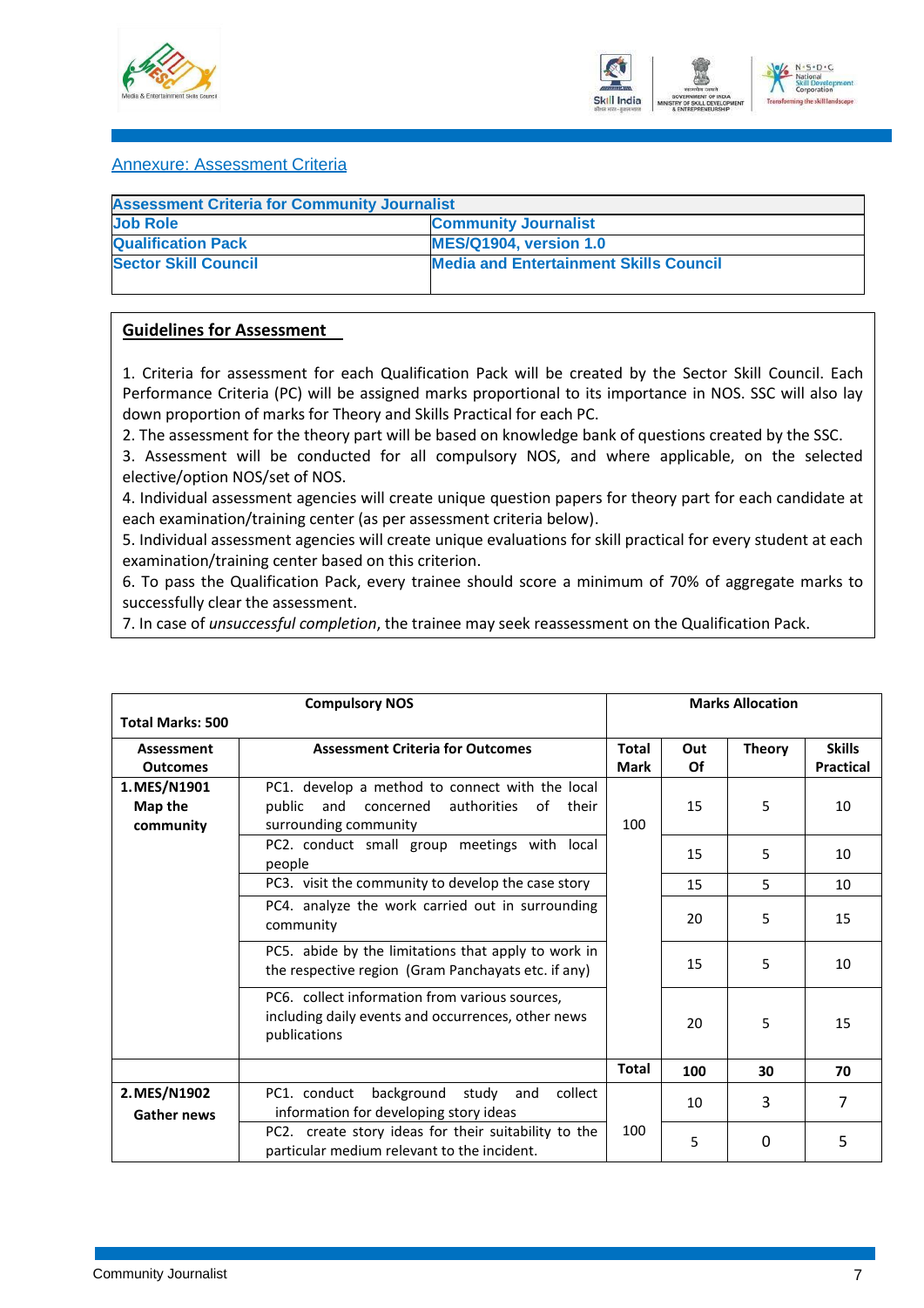Annexure: Assessment Criteria

| Assessment Criteria for Community Journalist | |
|---|---|
| **Job Role** | **Community Journalist** |
| **Qualification Pack** | **MES/Q1904, version 1.0** |
| **Sector Skill Council** | **Media and Entertainment Skills Council** |

## Guidelines for Assessment

1. Criteria for assessment for each Qualification Pack will be created by the Sector Skill Council. Each Performance Criteria (PC) will be assigned marks proportional to its importance in NOS. SSC will also lay down proportion of marks for Theory and Skills Practical for each PC.
2. The assessment for the theory part will be based on knowledge bank of questions created by the SSC.
3. Assessment will be conducted for all compulsory NOS, and where applicable, on the selected elective/option NOS/set of NOS.
4. Individual assessment agencies will create unique question papers for theory part for each candidate at each examination/training center (as per assessment criteria below).
5. Individual assessment agencies will create unique evaluations for skill practical for every student at each examination/training center based on this criterion.
6. To pass the Qualification Pack, every trainee should score a minimum of 70% of aggregate marks to successfully clear the assessment.
7. In case of *unsuccessful completion*, the trainee may seek reassessment on the Qualification Pack.

| **Total Marks: 500** | **Compulsory NOS** | **Marks Allocation** | | | |
|---|---|---|---|---|---|
| **Assessment Outcomes** | **Assessment Criteria for Outcomes** | **Total Mark** | **Out Of** | **Theory** | **Skills Practical** |
| **1. MES/N1901 Map the community** | PC1. develop a method to connect with the local public and concerned authorities of their surrounding community | 100 | 15 | 5 | 10 |
| | PC2. conduct small group meetings with local people | | 15 | 5 | 10 |
| | PC3. visit the community to develop the case story | | 15 | 5 | 10 |
| | PC4. analyze the work carried out in surrounding community | | 20 | 5 | 15 |
| | PC5. abide by the limitations that apply to work in the respective region (Gram Panchayats etc. if any) | | 15 | 5 | 10 |
| | PC6. collect information from various sources, including daily events and occurrences, other news publications | | 20 | 5 | 15 |
| | | **Total** | **100** | **30** | **70** |
| **2. MES/N1902 Gather news** | PC1. conduct background study and collect information for developing story ideas | 100 | 10 | 3 | 7 |
| | PC2. create story ideas for their suitability to the particular medium relevant to the incident. | | 5 | 0 | 5 |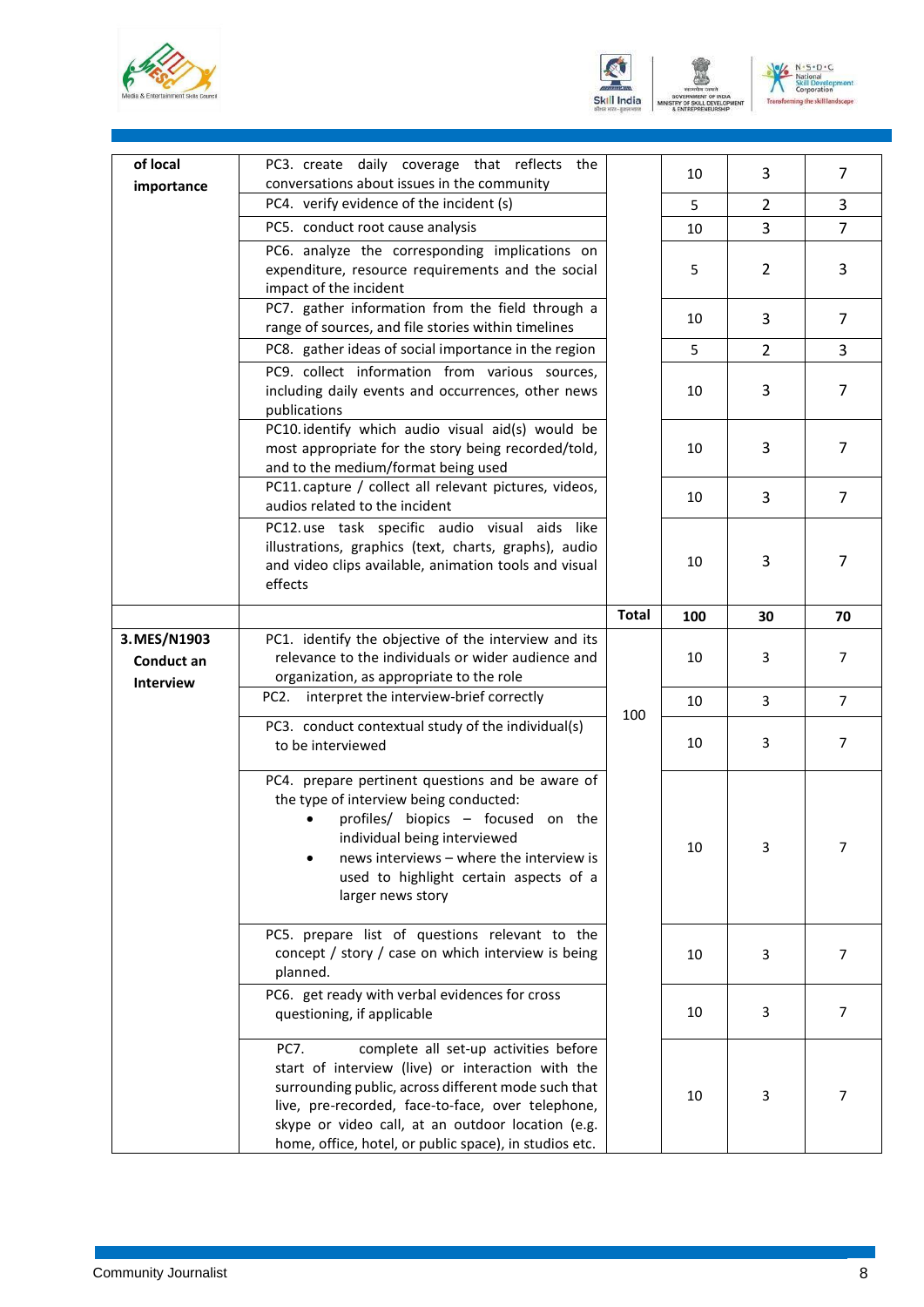| of local importance | PC3. create daily coverage that reflects the conversations about issues in the community | | 10 | 3 | 7 |
|---|---|---|---|---|---|
| | PC4. verify evidence of the incident (s) | | 5 | 2 | 3 |
| | PC5. conduct root cause analysis | | 10 | 3 | 7 |
| | PC6. analyze the corresponding implications on expenditure, resource requirements and the social impact of the incident | | 5 | 2 | 3 |
| | PC7. gather information from the field through a range of sources, and file stories within timelines | | 10 | 3 | 7 |
| | PC8. gather ideas of social importance in the region | | 5 | 2 | 3 |
| | PC9. collect information from various sources, including daily events and occurrences, other news publications | | 10 | 3 | 7 |
| | PC10. identify which audio visual aid(s) would be most appropriate for the story being recorded/told, and to the medium/format being used | | 10 | 3 | 7 |
| | PC11. capture / collect all relevant pictures, videos, audios related to the incident | | 10 | 3 | 7 |
| | PC12. use task specific audio visual aids like illustrations, graphics (text, charts, graphs), audio and video clips available, animation tools and visual effects | | 10 | 3 | 7 |
| | | **Total** | **100** | **30** | **70** |
| **3. MES/N1903 Conduct an Interview** | PC1. identify the objective of the interview and its relevance to the individuals or wider audience and organization, as appropriate to the role | 100 | 10 | 3 | 7 |
| | PC2. interpret the interview-brief correctly | | 10 | 3 | 7 |
| | PC3. conduct contextual study of the individual(s) to be interviewed | | 10 | 3 | 7 |
| | PC4. prepare pertinent questions and be aware of the type of interview being conducted: <br>• profiles/ biopics – focused on the individual being interviewed <br>• news interviews – where the interview is used to highlight certain aspects of a larger news story | | 10 | 3 | 7 |
| | PC5. prepare list of questions relevant to the concept / story / case on which interview is being planned. | | 10 | 3 | 7 |
| | PC6. get ready with verbal evidences for cross questioning, if applicable | | 10 | 3 | 7 |
| | PC7. complete all set-up activities before start of interview (live) or interaction with the surrounding public, across different mode such that live, pre-recorded, face-to-face, over telephone, skype or video call, at an outdoor location (e.g. home, office, hotel, or public space), in studios etc. | | 10 | 3 | 7 |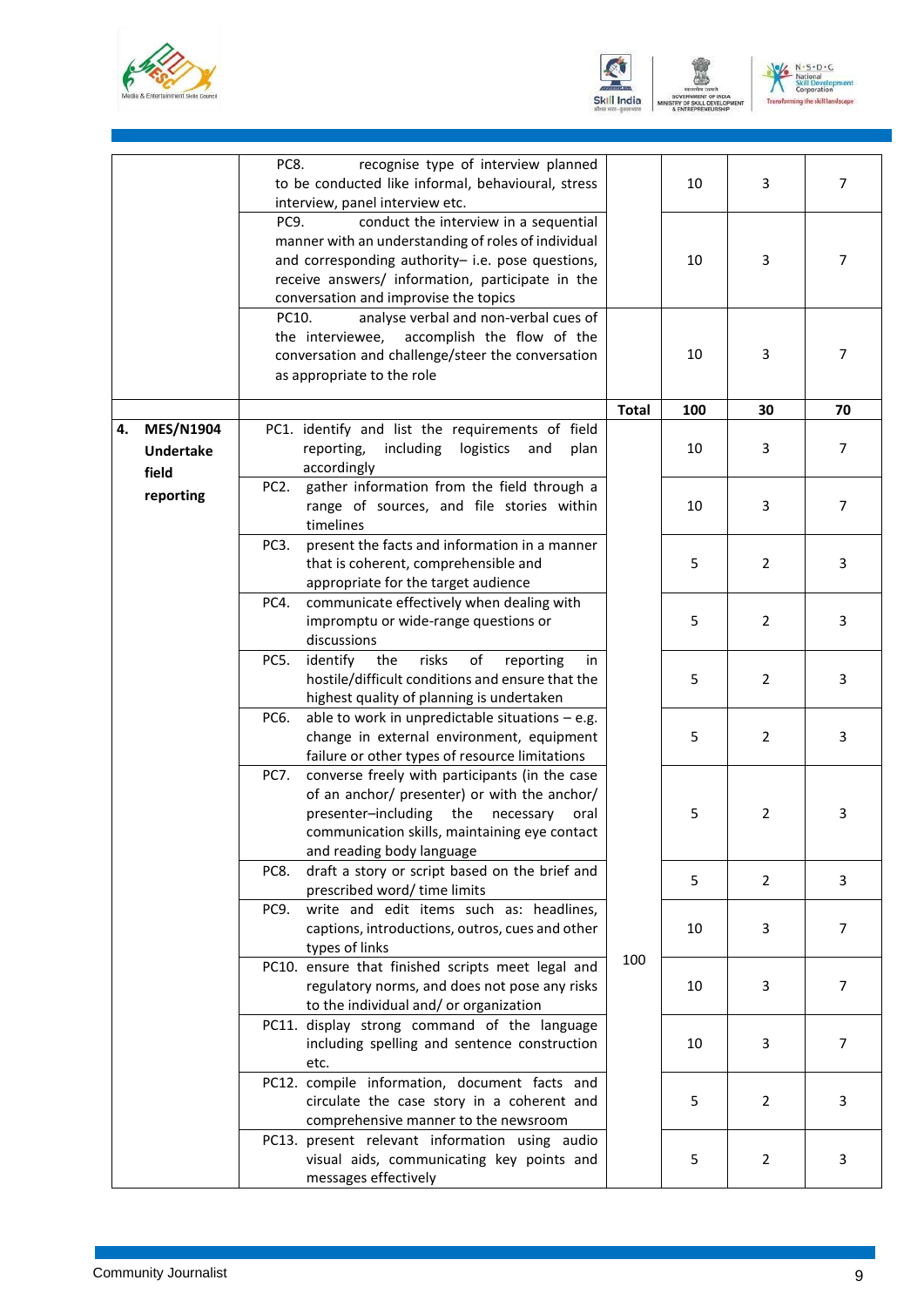|  | PC8. recognise type of interview planned to be conducted like informal, behavioural, stress interview, panel interview etc. |  | 10 | 3 | 7 |
|---|---|---|---|---|---|
|  | PC9. conduct the interview in a sequential manner with an understanding of roles of individual and corresponding authority– i.e. pose questions, receive answers/ information, participate in the conversation and improvise the topics |  | 10 | 3 | 7 |
|  | PC10. analyse verbal and non-verbal cues of the interviewee, accomplish the flow of the conversation and challenge/steer the conversation as appropriate to the role |  | 10 | 3 | 7 |
|  |  | **Total** | **100** | **30** | **70** |
| **4. MES/N1904 Undertake field reporting** | PC1. identify and list the requirements of field reporting, including logistics and plan accordingly | 100 | 10 | 3 | 7 |
|  | PC2. gather information from the field through a range of sources, and file stories within timelines |  | 10 | 3 | 7 |
|  | PC3. present the facts and information in a manner that is coherent, comprehensible and appropriate for the target audience |  | 5 | 2 | 3 |
|  | PC4. communicate effectively when dealing with impromptu or wide-range questions or discussions |  | 5 | 2 | 3 |
|  | PC5. identify the risks of reporting in hostile/difficult conditions and ensure that the highest quality of planning is undertaken |  | 5 | 2 | 3 |
|  | PC6. able to work in unpredictable situations – e.g. change in external environment, equipment failure or other types of resource limitations |  | 5 | 2 | 3 |
|  | PC7. converse freely with participants (in the case of an anchor/ presenter) or with the anchor/ presenter–including the necessary oral communication skills, maintaining eye contact and reading body language |  | 5 | 2 | 3 |
|  | PC8. draft a story or script based on the brief and prescribed word/ time limits |  | 5 | 2 | 3 |
|  | PC9. write and edit items such as: headlines, captions, introductions, outros, cues and other types of links |  | 10 | 3 | 7 |
|  | PC10. ensure that finished scripts meet legal and regulatory norms, and does not pose any risks to the individual and/ or organization |  | 10 | 3 | 7 |
|  | PC11. display strong command of the language including spelling and sentence construction etc. |  | 10 | 3 | 7 |
|  | PC12. compile information, document facts and circulate the case story in a coherent and comprehensible manner to the newsroom |  | 5 | 2 | 3 |
|  | PC13. present relevant information using audio visual aids, communicating key points and messages effectively |  | 5 | 2 | 3 |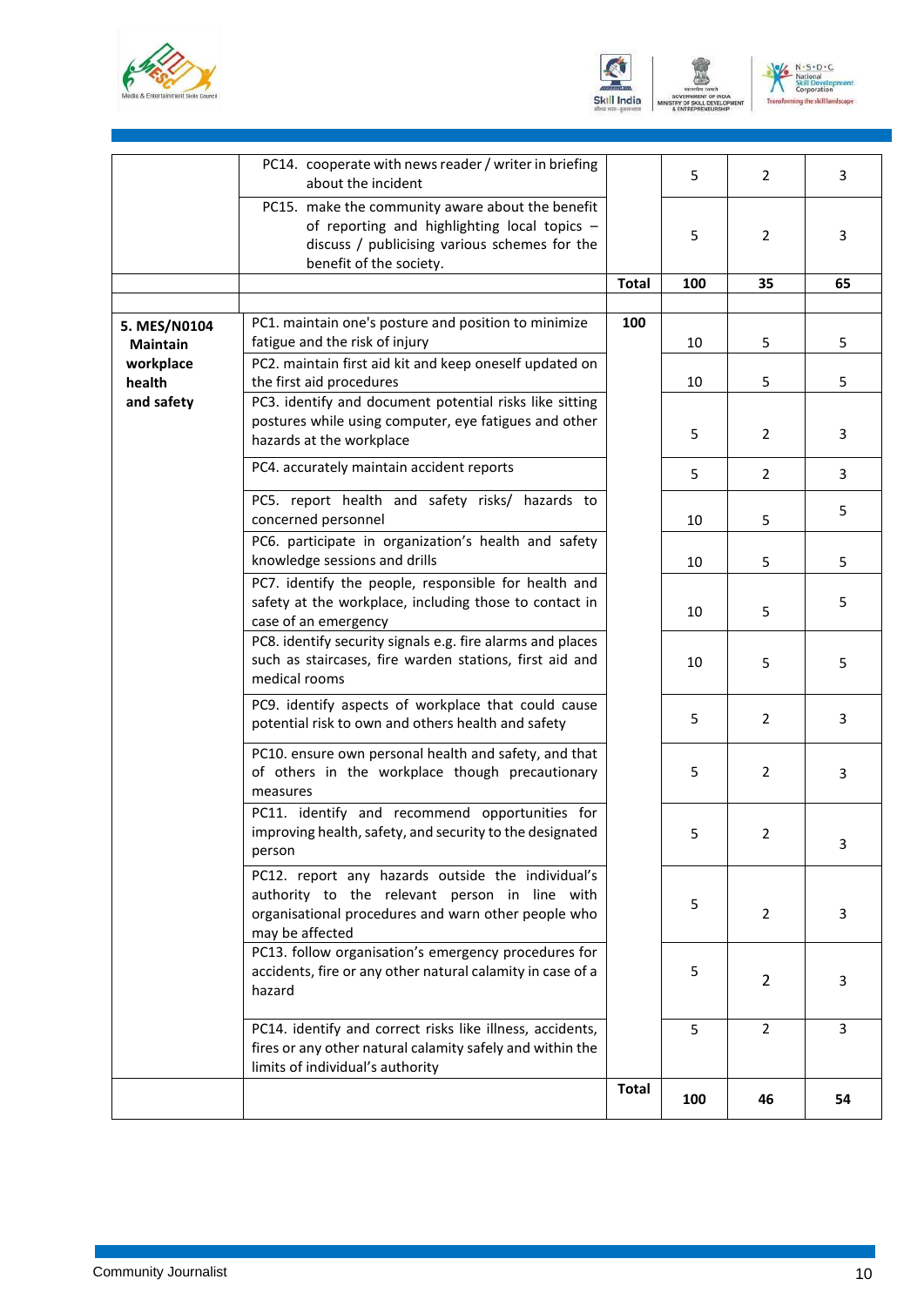| | | | | | |
|---|---|---|---|---|---|
| | PC14. cooperate with news reader / writer in briefing about the incident | | 5 | 2 | 3 |
| | PC15. make the community aware about the benefit of reporting and highlighting local topics – discuss / publicising various schemes for the benefit of the society. | | 5 | 2 | 3 |
| | | **Total** | **100** | **35** | **65** |
| | | | | | |
| **5. MES/N0104 Maintain workplace health and safety** | PC1. maintain one's posture and position to minimize fatigue and the risk of injury | **100** | 10 | 5 | 5 |
| | PC2. maintain first aid kit and keep oneself updated on the first aid procedures | | 10 | 5 | 5 |
| | PC3. identify and document potential risks like sitting postures while using computer, eye fatigues and other hazards at the workplace | | 5 | 2 | 3 |
| | PC4. accurately maintain accident reports | | 5 | 2 | 3 |
| | PC5. report health and safety risks/ hazards to concerned personnel | | 10 | 5 | 5 |
| | PC6. participate in organization's health and safety knowledge sessions and drills | | 10 | 5 | 5 |
| | PC7. identify the people, responsible for health and safety at the workplace, including those to contact in case of an emergency | | 10 | 5 | 5 |
| | PC8. identify security signals e.g. fire alarms and places such as staircases, fire warden stations, first aid and medical rooms | | 10 | 5 | 5 |
| | PC9. identify aspects of workplace that could cause potential risk to own and others health and safety | | 5 | 2 | 3 |
| | PC10. ensure own personal health and safety, and that of others in the workplace though precautionary measures | | 5 | 2 | 3 |
| | PC11. identify and recommend opportunities for improving health, safety, and security to the designated person | | 5 | 2 | 3 |
| | PC12. report any hazards outside the individual's authority to the relevant person in line with organisational procedures and warn other people who may be affected | | 5 | 2 | 3 |
| | PC13. follow organisation's emergency procedures for accidents, fire or any other natural calamity in case of a hazard | | 5 | 2 | 3 |
| | PC14. identify and correct risks like illness, accidents, fires or any other natural calamity safely and within the limits of individual's authority | | 5 | 2 | 3 |
| | | **Total** | **100** | **46** | **54** |